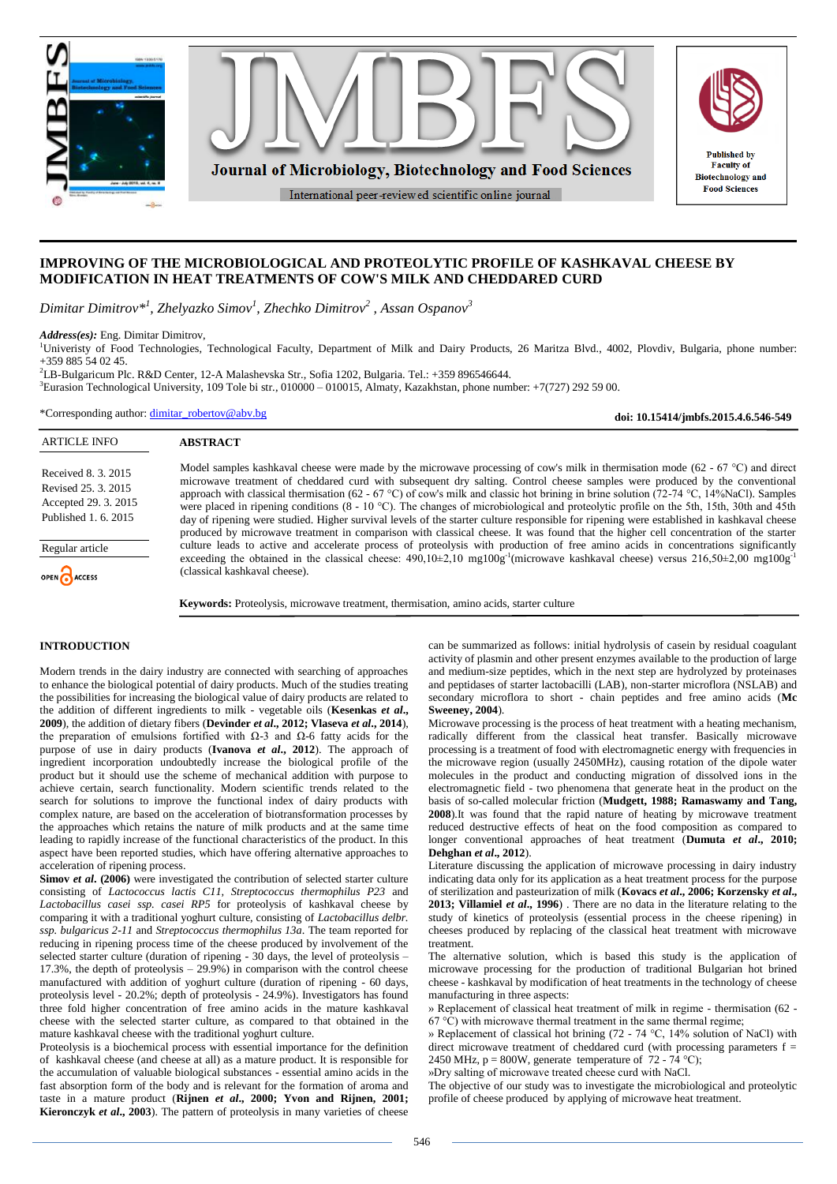# IMPROVING OF THE MICROBIOLOGICAL AND PROTEOLYTIC PROFILE OF KASHKAVAL CHEESE BY MODIFICATION IN HEAT TREATMENTS OF COW'S MILK AND CHEDDARED CURD

*Dimitar Dimitrov*[*1], Zhelyazko Simov[1], Zhechko Dimitrov[2], Assan Ospanov[3]*

***Address(es):*** Eng. Dimitar Dimitrov,
[1]Univeristy of Food Technologies, Technological Faculty, Department of Milk and Dairy Products, 26 Maritza Blvd., 4002, Plovdiv, Bulgaria, phone number: +359 885 54 02 45.
[2]LB-Bulgaricum Plc. R&D Center, 12-A Malashevska Str., Sofia 1202, Bulgaria. Tel.: +359 896546644.
[3]Eurasion Technological University, 109 Tole bi str., 010000 – 010015, Almaty, Kazakhstan, phone number: +7(727) 292 59 00.

*Corresponding author: dimitar_robertov@abv.bg

**doi: 10.15414/jmbfs.2015.4.6.546-549**

ARTICLE INFO

Received 8. 3. 2015
Revised 25. 3. 2015
Accepted 29. 3. 2015
Published 1. 6. 2015

Regular article

OPEN ACCESS

## ABSTRACT

Model samples kashkaval cheese were made by the microwave processing of cow's milk in thermisation mode (62 - 67 °C) and direct microwave treatment of cheddared curd with subsequent dry salting. Control cheese samples were produced by the conventional approach with classical thermisation (62 - 67 °C) of cow's milk and classic hot brining in brine solution (72-74 °C, 14%NaCl). Samples were placed in ripening conditions (8 - 10 °C). The changes of microbiological and proteolytic profile on the 5th, 15th, 30th and 45th day of ripening were studied. Higher survival levels of the starter culture responsible for ripening were established in kashkaval cheese produced by microwave treatment in comparison with classical cheese. It was found that the higher cell concentration of the starter culture leads to active and accelerate process of proteolysis with production of free amino acids in concentrations significantly exceeding the obtained in the classical cheese: 490,10±2,10 $mg100g^{-1}$(microwave kashkaval cheese) versus 216,50±2,00 $mg100g^{-1}$ (classical kashkaval cheese).

**Keywords:** Proteolysis, microwave treatment, thermisation, amino acids, starter culture

## INTRODUCTION

Modern trends in the dairy industry are connected with searching of approaches to enhance the biological potential of dairy products. Much of the studies treating the possibilities for increasing the biological value of dairy products are related to the addition of different ingredients to milk - vegetable oils (**Kesenkas *et al.*, 2009**), the addition of dietary fibers (**Devinder *et al.*, 2012; Vlaseva *et al.*, 2014**), the preparation of emulsions fortified with Ω-3 and Ω-6 fatty acids for the purpose of use in dairy products (**Ivanova *et al.*, 2012**). The approach of ingredient incorporation undoubtedly increase the biological profile of the product but it should use the scheme of mechanical addition with purpose to achieve certain, search functionality. Modern scientific trends related to the search for solutions to improve the functional index of dairy products with complex nature, are based on the acceleration of biotransformation processes by the approaches which retains the nature of milk products and at the same time leading to rapidly increase of the functional characteristics of the product. In this aspect have been reported studies, which have offering alternative approaches to acceleration of ripening process.

**Simov *et al.* (2006)** were investigated the contribution of selected starter culture consisting of *Lactococcus lactis C11*, *Streptococcus thermophilus P23* and *Lactobacillus casei ssp. casei RP5* for proteolysis of kashkaval cheese by comparing it with a traditional yoghurt culture, consisting of *Lactobacillus delbr. ssp. bulgaricus 2-11* and *Streptococcus thermophilus 13a*. The team reported for reducing in ripening process time of the cheese produced by involvement of the selected starter culture (duration of ripening - 30 days, the level of proteolysis – 17.3%, the depth of proteolysis – 29.9%) in comparison with the control cheese manufactured with addition of yoghurt culture (duration of ripening - 60 days, proteolysis level - 20.2%; depth of proteolysis - 24.9%). Investigators has found three fold higher concentration of free amino acids in the mature kashkaval cheese with the selected starter culture, as compared to that obtained in the mature kashkaval cheese with the traditional yoghurt culture.

Proteolysis is a biochemical process with essential importance for the definition of kashkaval cheese (and cheese at all) as a mature product. It is responsible for the accumulation of valuable biological substances - essential amino acids in the fast absorption form of the body and is relevant for the formation of aroma and taste in a mature product (**Rijnen *et al.*, 2000; Yvon and Rijnen, 2001; Kieronczyk *et al.*, 2003**). The pattern of proteolysis in many varieties of cheese can be summarized as follows: initial hydrolysis of casein by residual coagulant activity of plasmin and other present enzymes available to the production of large and medium-size peptides, which in the next step are hydrolyzed by proteinases and peptidases of starter lactobacilli (LAB), non-starter microflora (NSLAB) and secondary microflora to short - chain peptides and free amino acids (**Mc Sweeney, 2004**).

Microwave processing is the process of heat treatment with a heating mechanism, radically different from the classical heat transfer. Basically microwave processing is a treatment of food with electromagnetic energy with frequencies in the microwave region (usually 2450MHz), causing rotation of the dipole water molecules in the product and conducting migration of dissolved ions in the electromagnetic field - two phenomena that generate heat in the product on the basis of so-called molecular friction (**Mudgett, 1988; Ramaswamy and Tang, 2008**).It was found that the rapid nature of heating by microwave treatment reduced destructive effects of heat on the food composition as compared to longer conventional approaches of heat treatment (**Dumuta *et al.*, 2010; Dehghan *et al.*, 2012**).

Literature discussing the application of microwave processing in dairy industry indicating data only for its application as a heat treatment process for the purpose of sterilization and pasteurization of milk (**Kovacs *et al.*, 2006; Korzensky *et al.*, 2013; Villamiel *et al.*, 1996**) . There are no data in the literature relating to the study of kinetics of proteolysis (essential process in the cheese ripening) in cheeses produced by replacing of the classical heat treatment with microwave treatment.

The alternative solution, which is based this study is the application of microwave processing for the production of traditional Bulgarian hot brined cheese - kashkaval by modification of heat treatments in the technology of cheese manufacturing in three aspects:

» Replacement of classical heat treatment of milk in regime - thermisation (62 - 67 °C) with microwave thermal treatment in the same thermal regime;
» Replacement of classical hot brining (72 - 74 °C, 14% solution of NaCl) with direct microwave treatment of cheddared curd (with processing parameters f = 2450 MHz, p = 800W, generate temperature of 72 - 74 °C);
»Dry salting of microwave treated cheese curd with NaCl.

The objective of our study was to investigate the microbiological and proteolytic profile of cheese produced by applying of microwave heat treatment.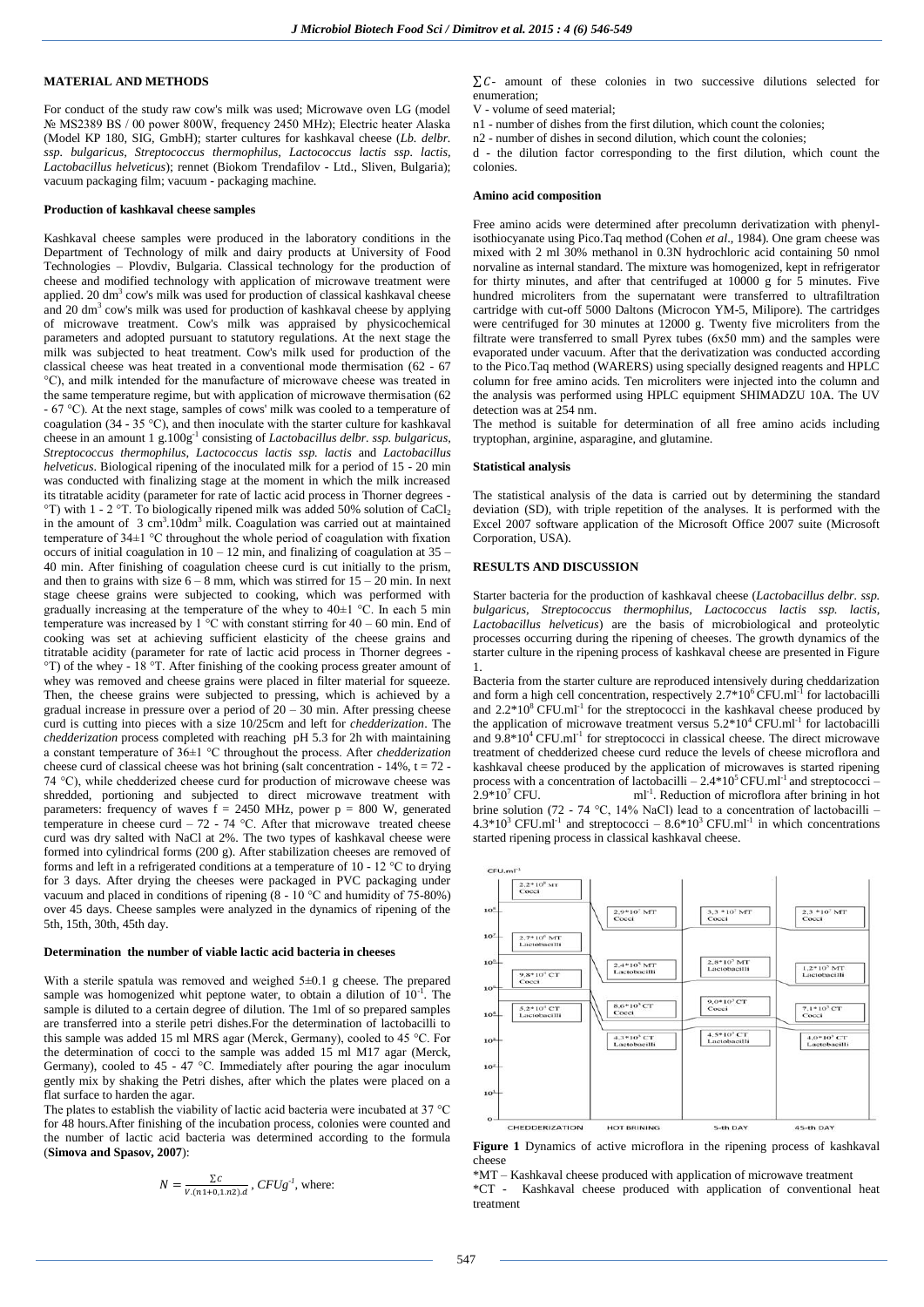## MATERIAL AND METHODS

For conduct of the study raw cow's milk was used; Microwave oven LG (model № MS2389 BS / 00 power 800W, frequency 2450 MHz); Electric heater Alaska (Model KP 180, SIG, GmbH); starter cultures for kashkaval cheese (*Lb. delbr. ssp. bulgaricus*, *Streptococcus thermophilus*, *Lactococcus lactis ssp. lactis*, *Lactobacillus helveticus*); rennet (Biokom Trendafilov - Ltd., Sliven, Bulgaria); vacuum packaging film; vacuum - packaging machine.

### Production of kashkaval cheese samples

Kashkaval cheese samples were produced in the laboratory conditions in the Department of Technology of milk and dairy products at University of Food Technologies – Plovdiv, Bulgaria. Classical technology for the production of cheese and modified technology with application of microwave treatment were applied. 20 $dm^3$ cow's milk was used for production of classical kashkaval cheese and 20 $dm^3$ cow's milk was used for production of kashkaval cheese by applying of microwave treatment. Cow's milk was appraised by physicochemical parameters and adopted pursuant to statutory regulations. At the next stage the milk was subjected to heat treatment. Cow's milk used for production of the classical cheese was heat treated in a conventional mode thermisation (62 - 67 °C), and milk intended for the manufacture of microwave cheese was treated in the same temperature regime, but with application of microwave thermisation (62 - 67 °C). At the next stage, samples of cows' milk was cooled to a temperature of coagulation (34 - 35 °C), and then inoculate with the starter culture for kashkaval cheese in an amount 1 $g.100g^{-1}$ consisting of *Lactobacillus delbr. ssp. bulgaricus*, *Streptococcus thermophilus*, *Lactococcus lactis ssp. lactis* and *Lactobacillus helveticus*. Biological ripening of the inoculated milk for a period of 15 - 20 min was conducted with finalizing stage at the moment in which the milk increased its titratable acidity (parameter for rate of lactic acid process in Thorner degrees - °T) with 1 - 2 °T. To biologically ripened milk was added 50% solution of $CaCl_2$ in the amount of 3 $cm^3.10dm^3$ milk. Coagulation was carried out at maintained temperature of 34±1 °C throughout the whole period of coagulation with fixation occurs of initial coagulation in 10 – 12 min, and finalizing of coagulation at 35 – 40 min. After finishing of coagulation cheese curd is cut initially to the prism, and then to grains with size 6 – 8 mm, which was stirred for 15 – 20 min. In next stage cheese grains were subjected to cooking, which was performed with gradually increasing at the temperature of the whey to 40±1 °C. In each 5 min temperature was increased by 1 °C with constant stirring for 40 – 60 min. End of cooking was set at achieving sufficient elasticity of the cheese grains and titratable acidity (parameter for rate of lactic acid process in Thorner degrees - °T) of the whey - 18 °T. After finishing of the cooking process greater amount of whey was removed and cheese grains were placed in filter material for squeeze. Then, the cheese grains were subjected to pressing, which is achieved by a gradual increase in pressure over a period of 20 – 30 min. After pressing cheese curd is cutting into pieces with a size 10/25cm and left for *chedderization*. The *chedderization* process completed with reaching pH 5.3 for 2h with maintaining a constant temperature of 36±1 °C throughout the process. After *chedderization* cheese curd of classical cheese was hot brining (salt concentration - 14%, t = 72 - 74 °C), while chedderized cheese curd for production of microwave cheese was shredded, portioning and subjected to direct microwave treatment with parameters: frequency of waves f = 2450 MHz, power p = 800 W, generated temperature in cheese curd – 72 - 74 °C. After that microwave treated cheese curd was dry salted with NaCl at 2%. The two types of kashkaval cheese were formed into cylindrical forms (200 g). After stabilization cheeses are removed of forms and left in a refrigerated conditions at a temperature of 10 - 12 °C to drying for 3 days. After drying the cheeses were packaged in PVC packaging under vacuum and placed in conditions of ripening (8 - 10 °C and humidity of 75-80%) over 45 days. Cheese samples were analyzed in the dynamics of ripening of the 5th, 15th, 30th, 45th day.

### Determination the number of viable lactic acid bacteria in cheeses

With a sterile spatula was removed and weighed 5±0.1 g cheese. The prepared sample was homogenized whit peptone water, to obtain a dilution of $10^{-1}$. The sample is diluted to a certain degree of dilution. The 1ml of so prepared samples are transferred into a sterile petri dishes.For the determination of lactobacilli to this sample was added 15 ml MRS agar (Merck, Germany), cooled to 45 °C. For the determination of cocci to the sample was added 15 ml M17 agar (Merck, Germany), cooled to 45 - 47 °C. Immediately after pouring the agar inoculum gently mix by shaking the Petri dishes, after which the plates were placed on a flat surface to harden the agar.

The plates to establish the viability of lactic acid bacteria were incubated at 37 °C for 48 hours.After finishing of the incubation process, colonies were counted and the number of lactic acid bacteria was determined according to the formula (**Simova and Spasov, 2007**):

$$N = \frac{\sum C}{V.(n1+0,1.n2).d}, CFUg^{-1}, \text{ where:}$$

$\sum C$- amount of these colonies in two successive dilutions selected for enumeration;

V - volume of seed material;

n1 - number of dishes from the first dilution, which count the colonies;

n2 - number of dishes in second dilution, which count the colonies;

d - the dilution factor corresponding to the first dilution, which count the colonies.

### Amino acid composition

Free amino acids were determined after precolumn derivatization with phenyl-isothiocyanate using Pico.Taq method (Cohen *et al*., 1984). One gram cheese was mixed with 2 ml 30% methanol in 0.3N hydrochloric acid containing 50 nmol norvaline as internal standard. The mixture was homogenized, kept in refrigerator for thirty minutes, and after that centrifuged at 10000 g for 5 minutes. Five hundred microliters from the supernatant were transferred to ultrafiltration cartridge with cut-off 5000 Daltons (Micrcon YM-5, Milipore). The cartridges were centrifuged for 30 minutes at 12000 g. Twenty five microliters from the filtrate were transferred to small Pyrex tubes (6x50 mm) and the samples were evaporated under vacuum. After that the derivatization was conducted according to the Pico.Taq method (WARERS) using specially designed reagents and HPLC column for free amino acids. Ten microliters were injected into the column and the analysis was performed using HPLC equipment SHIMADZU 10A. The UV detection was at 254 nm.

The method is suitable for determination of all free amino acids including tryptophan, arginine, asparagine, and glutamine.

### Statistical analysis

The statistical analysis of the data is carried out by determining the standard deviation (SD), with triple repetition of the analyses. It is performed with the Excel 2007 software application of the Microsoft Office 2007 suite (Microsoft Corporation, USA).

## RESULTS AND DISCUSSION

Starter bacteria for the production of kashkaval cheese (*Lactobacillus delbr. ssp. bulgaricus*, *Streptococcus thermophilus*, *Lactococcus lactis ssp. lactis*, *Lactobacillus helveticus*) are the basis of microbiological and proteolytic processes occurring during the ripening of cheeses. The growth dynamics of the starter culture in the ripening process of kashkaval cheese are presented in Figure 1.

Bacteria from the starter culture are reproduced intensively during cheddarization and form a high cell concentration, respectively $2.7*10^6$ $CFU.ml^{-1}$ for lactobacilli and $2.2*10^8$ $CFU.ml^{-1}$ for the streptococci in the kashkaval cheese produced by the application of microwave treatment versus $5.2*10^4$ $CFU.ml^{-1}$ for lactobacilli and $9.8*10^4$ $CFU.ml^{-1}$ for streptococci in classical cheese. The direct microwave treatment of chedderized cheese curd reduce the levels of cheese microflora and kashkaval cheese produced by the application of microwaves is started ripening process with a concentration of lactobacilli – $2.4*10^5$ $CFU.ml^{-1}$ and streptococci – $2.9*10^7$ CFU. $ml^{-1}$. Reduction of microflora after brining in hot brine solution (72 - 74 °C, 14% NaCl) lead to a concentration of lactobacilli – $4.3*10^3$ $CFU.ml^{-1}$ and streptococci – $8.6*10^3$ $CFU.ml^{-1}$ in which concentrations started ripening process in classical kashkaval cheese.

**Figure 1** Dynamics of active microflora in the ripening process of kashkaval cheese

*MT – Kashkaval cheese produced with application of microwave treatment

*CT - Kashkaval cheese produced with application of conventional heat treatment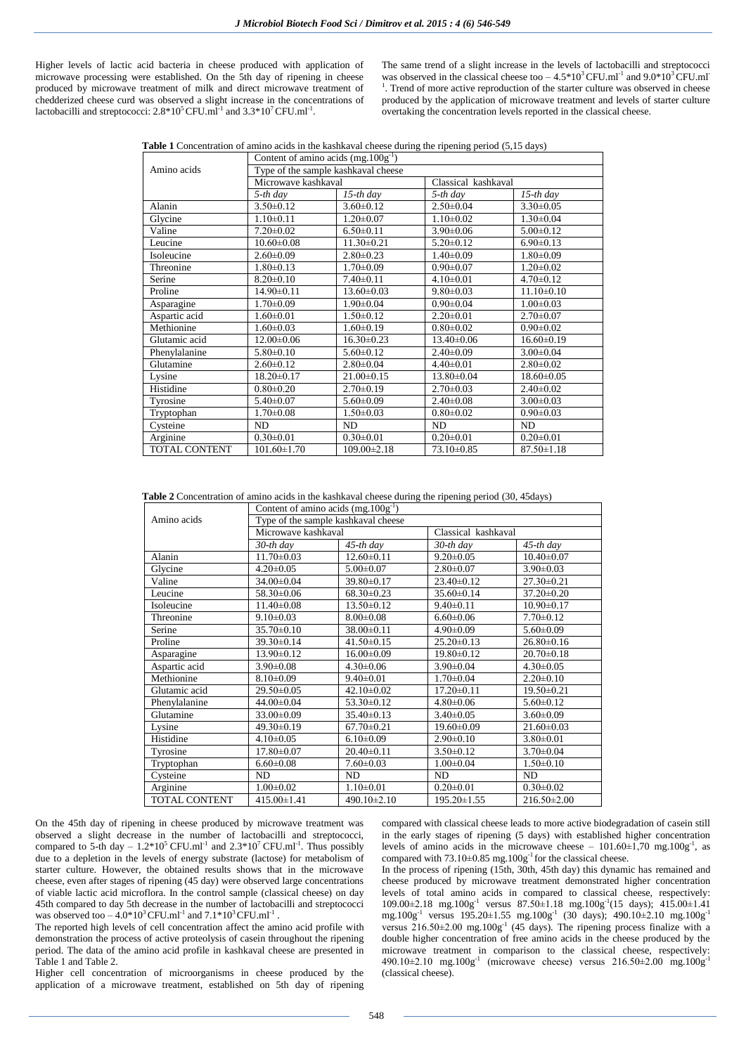Higher levels of lactic acid bacteria in cheese produced with application of microwave processing were established. On the 5th day of ripening in cheese produced by microwave treatment of milk and direct microwave treatment of chedderized cheese curd was observed a slight increase in the concentrations of lactobacilli and streptococci: $2.8*10^5$ CFU.ml$^{-1}$ and $3.3*10^7$ CFU.ml$^{-1}$.

The same trend of a slight increase in the levels of lactobacilli and streptococci was observed in the classical cheese too – $4.5*10^3$ CFU.ml$^{-1}$ and $9.0*10^3$ CFU.ml$^{-1}$. Trend of more active reproduction of the starter culture was observed in cheese produced by the application of microwave treatment and levels of starter culture overtaking the concentration levels reported in the classical cheese.

**Table 1** Concentration of amino acids in the kashkaval cheese during the ripening period (5,15 days)

| Amino acids | Content of amino acids (mg.100g$^{-1}$) | | | |
|---|---|---|---|---|
| | Type of the sample kashkaval cheese | | | |
| | Microwave kashkaval | | Classical kashkaval | |
| | *5-th day* | *15-th day* | *5-th day* | *15-th day* |
| Alanin | 3.50±0.12 | 3.60±0.12 | 2.50±0.04 | 3.30±0.05 |
| Glycine | 1.10±0.11 | 1.20±0.07 | 1.10±0.02 | 1.30±0.04 |
| Valine | 7.20±0.02 | 6.50±0.11 | 3.90±0.06 | 5.00±0.12 |
| Leucine | 10.60±0.08 | 11.30±0.21 | 5.20±0.12 | 6.90±0.13 |
| Isoleucine | 2.60±0.09 | 2.80±0.23 | 1.40±0.09 | 1.80±0.09 |
| Threonine | 1.80±0.13 | 1.70±0.09 | 0.90±0.07 | 1.20±0.02 |
| Serine | 8.20±0.10 | 7.40±0.11 | 4.10±0.01 | 4.70±0.12 |
| Proline | 14.90±0.11 | 13.60±0.03 | 9.80±0.03 | 11.10±0.10 |
| Asparagine | 1.70±0.09 | 1.90±0.04 | 0.90±0.04 | 1.00±0.03 |
| Aspartic acid | 1.60±0.01 | 1.50±0.12 | 2.20±0.01 | 2.70±0.07 |
| Methionine | 1.60±0.03 | 1.60±0.19 | 0.80±0.02 | 0.90±0.02 |
| Glutamic acid | 12.00±0.06 | 16.30±0.23 | 13.40±0.06 | 16.60±0.19 |
| Phenylalanine | 5.80±0.10 | 5.60±0.12 | 2.40±0.09 | 3.00±0.04 |
| Glutamine | 2.60±0.12 | 2.80±0.04 | 4.40±0.01 | 2.80±0.02 |
| Lysine | 18.20±0.17 | 21.00±0.15 | 13.80±0.04 | 18.60±0.05 |
| Histidine | 0.80±0.20 | 2.70±0.19 | 2.70±0.03 | 2.40±0.02 |
| Tyrosine | 5.40±0.07 | 5.60±0.09 | 2.40±0.08 | 3.00±0.03 |
| Tryptophan | 1.70±0.08 | 1.50±0.03 | 0.80±0.02 | 0.90±0.03 |
| Cysteine | ND | ND | ND | ND |
| Arginine | 0.30±0.01 | 0.30±0.01 | 0.20±0.01 | 0.20±0.01 |
| TOTAL CONTENT | 101.60±1.70 | 109.00±2.18 | 73.10±0.85 | 87.50±1.18 |

**Table 2** Concentration of amino acids in the kashkaval cheese during the ripening period (30, 45days)

| Amino acids | Content of amino acids (mg.100g$^{-1}$) | | | |
|---|---|---|---|---|
| | Type of the sample kashkaval cheese | | | |
| | Microwave kashkaval | | Classical kashkaval | |
| | *30-th day* | *45-th day* | *30-th day* | *45-th day* |
| Alanin | 11.70±0.03 | 12.60±0.11 | 9.20±0.05 | 10.40±0.07 |
| Glycine | 4.20±0.05 | 5.00±0.07 | 2.80±0.07 | 3.90±0.03 |
| Valine | 34.00±0.04 | 39.80±0.17 | 23.40±0.12 | 27.30±0.21 |
| Leucine | 58.30±0.06 | 68.30±0.23 | 35.60±0.14 | 37.20±0.20 |
| Isoleucine | 11.40±0.08 | 13.50±0.12 | 9.40±0.11 | 10.90±0.17 |
| Threonine | 9.10±0.03 | 8.00±0.08 | 6.60±0.06 | 7.70±0.12 |
| Serine | 35.70±0.10 | 38.00±0.11 | 4.90±0.09 | 5.60±0.09 |
| Proline | 39.30±0.14 | 41.50±0.15 | 25.20±0.13 | 26.80±0.16 |
| Asparagine | 13.90±0.12 | 16.00±0.09 | 19.80±0.12 | 20.70±0.18 |
| Aspartic acid | 3.90±0.08 | 4.30±0.06 | 3.90±0.04 | 4.30±0.05 |
| Methionine | 8.10±0.09 | 9.40±0.01 | 1.70±0.04 | 2.20±0.10 |
| Glutamic acid | 29.50±0.05 | 42.10±0.02 | 17.20±0.11 | 19.50±0.21 |
| Phenylalanine | 44.00±0.04 | 53.30±0.12 | 4.80±0.06 | 5.60±0.12 |
| Glutamine | 33.00±0.09 | 35.40±0.13 | 3.40±0.05 | 3.60±0.09 |
| Lysine | 49.30±0.19 | 67.70±0.21 | 19.60±0.09 | 21.60±0.03 |
| Histidine | 4.10±0.05 | 6.10±0.09 | 2.90±0.10 | 3.80±0.01 |
| Tyrosine | 17.80±0.07 | 20.40±0.11 | 3.50±0.12 | 3.70±0.04 |
| Tryptophan | 6.60±0.08 | 7.60±0.03 | 1.00±0.04 | 1.50±0.10 |
| Cysteine | ND | ND | ND | ND |
| Arginine | 1.00±0.02 | 1.10±0.01 | 0.20±0.01 | 0.30±0.02 |
| TOTAL CONTENT | 415.00±1.41 | 490.10±2.10 | 195.20±1.55 | 216.50±2.00 |

On the 45th day of ripening in cheese produced by microwave treatment was observed a slight decrease in the number of lactobacilli and streptococci, compared to 5-th day – $1.2*10^5$ CFU.ml$^{-1}$ and $2.3*10^7$ CFU.ml$^{-1}$. Thus possibly due to a depletion in the levels of energy substrate (lactose) for metabolism of starter culture. However, the obtained results shows that in the microwave cheese, even after stages of ripening (45 day) were observed large concentrations of viable lactic acid microflora. In the control sample (classical cheese) on day 45th compared to day 5th decrease in the number of lactobacilli and streptococci was observed too – $4.0*10^3$ CFU.ml$^{-1}$ and $7.1*10^3$ CFU.ml$^{-1}$.

The reported high levels of cell concentration affect the amino acid profile with demonstration the process of active proteolysis of casein throughout the ripening period. The data of the amino acid profile in kashkaval cheese are presented in Table 1 and Table 2.

Higher cell concentration of microorganisms in cheese produced by the application of a microwave treatment, established on 5th day of ripening compared with classical cheese leads to more active biodegradation of casein still in the early stages of ripening (5 days) with established higher concentration levels of amino acids in the microwave cheese – 101.60±1,70 mg.100g$^{-1}$, as compared with 73.10±0.85 mg.100g$^{-1}$ for the classical cheese.

In the process of ripening (15th, 30th, 45th day) this dynamic has remained and cheese produced by microwave treatment demonstrated higher concentration levels of total amino acids in compared to classical cheese, respectively: 109.00±2.18 mg.100g$^{-1}$ versus 87.50±1.18 mg.100g$^{-1}$(15 days); 415.00±1.41 mg.100g$^{-1}$ versus 195.20±1.55 mg.100g$^{-1}$ (30 days); 490.10±2.10 mg.100g$^{-1}$ versus 216.50±2.00 mg.100g$^{-1}$ (45 days). The ripening process finalize with a double higher concentration of free amino acids in the cheese produced by the microwave treatment in comparison to the classical cheese, respectively: 490.10±2.10 mg.100g$^{-1}$ (microwave cheese) versus 216.50±2.00 mg.100g$^{-1}$ (classical cheese).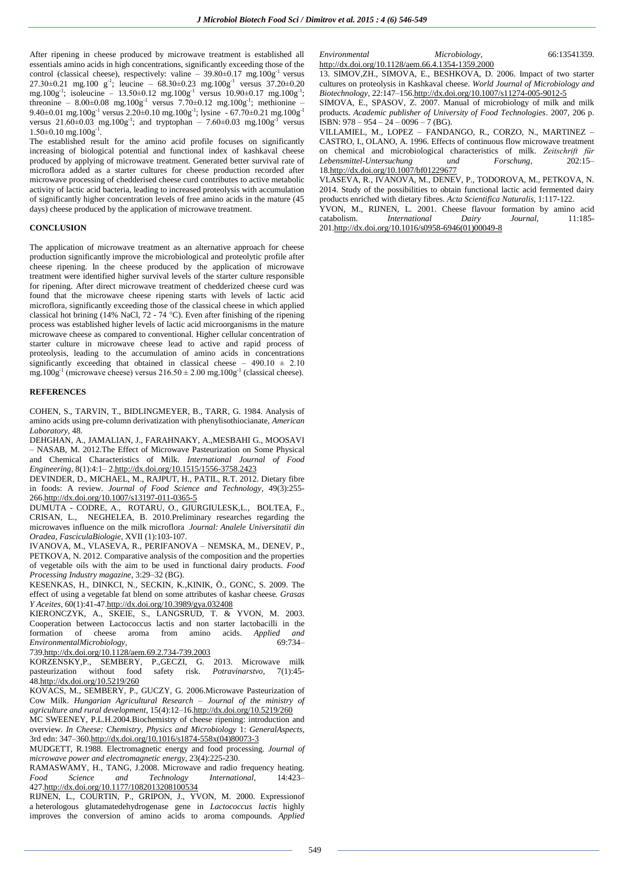After ripening in cheese produced by microwave treatment is established all essentials amino acids in high concentrations, significantly exceeding those of the control (classical cheese), respectively: valine – 39.80±0.17 mg.100g$^{-1}$ versus 27.30±0.21 mg.100 g$^{-1}$; leucine – 68.30±0.23 mg.100g$^{-1}$ versus 37.20±0.20 mg.100g$^{-1}$; isoleucine – 13.50±0.12 mg.100g$^{-1}$ versus 10.90±0.17 mg.100g$^{-1}$; threonine – 8.00±0.08 mg.100g$^{-1}$ versus 7.70±0.12 mg.100g$^{-1}$; methionine – 9.40±0.01 mg.100g$^{-1}$ versus 2.20±0.10 mg.100g$^{-1}$; lysine - 67.70±0.21 mg.100g$^{-1}$ versus 21.60±0.03 mg.100g$^{-1}$; and tryptophan – 7.60±0.03 mg.100g$^{-1}$ versus 1.50±0.10 mg.100g$^{-1}$.

The established result for the amino acid profile focuses on significantly increasing of biological potential and functional index of kashkaval cheese produced by applying of microwave treatment. Generated better survival rate of microflora added as a starter cultures for cheese production recorded after microwave processing of chedderised cheese curd contributes to active metabolic activity of lactic acid bacteria, leading to increased proteolysis with accumulation of significantly higher concentration levels of free amino acids in the mature (45 days) cheese produced by the application of microwave treatment.

## CONCLUSION

The application of microwave treatment as an alternative approach for cheese production significantly improve the microbiological and proteolytic profile after cheese ripening. In the cheese produced by the application of microwave treatment were identified higher survival levels of the starter culture responsible for ripening. After direct microwave treatment of chedderized cheese curd was found that the microwave cheese ripening starts with levels of lactic acid microflora, significantly exceeding those of the classical cheese in which applied classical hot brining (14% NaCl, 72 - 74 °C). Even after finishing of the ripening process was established higher levels of lactic acid microorganisms in the mature microwave cheese as compared to conventional. Higher cellular concentration of starter culture in microwave cheese lead to active and rapid process of proteolysis, leading to the accumulation of amino acids in concentrations significantly exceeding that obtained in classical cheese – 490.10 ± 2.10 mg.100g$^{-1}$ (microwave cheese) versus 216.50 ± 2.00 mg.100g$^{-1}$ (classical cheese).

## REFERENCES

COHEN, S., TARVIN, T., BIDLINGMEYER, B., TARR, G. 1984. Analysis of amino acids using pre-column derivatization with phenylisothiocianate, *American Laboratory*, 48.

DEHGHAN, A., JAMALIAN, J., FARAHNAKY, A.,MESBAHI G., MOOSAVI – NASAB, M. 2012.The Effect of Microwave Pasteurization on Some Physical and Chemical Characteristics of Milk. *International Journal of Food Engineering*, 8(1):4:1– 2.http://dx.doi.org/10.1515/1556-3758.2423

DEVINDER, D., MICHAEL, M., RAJPUT, H., PATIL, R.T. 2012. Dietary fibre in foods: A review. *Journal of Food Science and Technology*, 49(3):255-266.http://dx.doi.org/10.1007/s13197-011-0365-5

DUMUTA - CODRE, A., ROTARU, O., GIURGIULESK,L., BOLTEA, F., CRISAN, L., NEGHELEA, B. 2010.Preliminary researches regarding the microwaves influence on the milk microflora *Journal: Analele Universitatii din Oradea, FasciculaBiologie*, XVII (1):103-107.

IVANOVA, M., VLASEVA, R., PERIFANOVA – NEMSKA, M., DENEV, P., PETKOVA, N. 2012. Comparative analysis of the composition and the properties of vegetable oils with the aim to be used in functional dairy products. *Food Processing Industry magazine*, 3:29–32 (BG).

KESENKAS, H., DINKCI, N., SECKIN, K.,KINIK, Ö., GONC, S. 2009. The effect of using a vegetable fat blend on some attributes of kashar cheese. *Grasas Y Aceites*, 60(1):41-47.http://dx.doi.org/10.3989/gya.032408

KIERONCZYK, A., SKEIE, S., LANGSRUD, T. & YVON, M. 2003. Cooperation between Lactococcus lactis and non starter lactobacilli in the formation of cheese aroma from amino acids. *Applied and EnvironmentalMicrobiology*, 69:734–739.http://dx.doi.org/10.1128/aem.69.2.734-739.2003

KORZENSKY,P., SEMBERY, P.,GECZI, G. 2013. Microwave milk pasteurization without food safety risk. *Potravinarstvo*, 7(1):45-48.http://dx.doi.org/10.5219/260

KOVACS, M., SEMBERY, P., GUCZY, G. 2006.Microwave Pasteurization of Cow Milk. *Hungarian Agricultural Research – Journal of the ministry of agriculture and rural development*, 15(4):12–16.http://dx.doi.org/10.5219/260

MC SWEENEY, P.L.H.2004.Biochemistry of cheese ripening: introduction and overview. *In Cheese: Chemistry, Physics and Microbiology* 1: *GeneralAspects*, 3rd edn: 347–360.http://dx.doi.org/10.1016/s1874-558x(04)80073-3

MUDGETT, R.1988. Electromagnetic energy and food processing. *Journal of microwave power and electromagnetic energy*, 23(4):225-230.

RAMASWAMY, H., TANG, J.2008. Microwave and radio frequency heating. *Food Science and Technology International*, 14:423–427.http://dx.doi.org/10.1177/1082013208100534

RIJNEN, L., COURTIN, P., GRIPON, J., YVON, M. 2000. Expressionof a heterologous glutamatedehydrogenase gene in *Lactococcus lactis* highly improves the conversion of amino acids to aroma compounds. *Applied Environmental Microbiology*, 66:13541359. http://dx.doi.org/10.1128/aem.66.4.1354-1359.2000

13. SIMOV,ZH., SIMOVA, E., BESHKOVA, D. 2006. Impact of two starter cultures on proteolysis in Kashkaval cheese. *World Journal of Microbiology and Biotechnology*, 22:147–156.http://dx.doi.org/10.1007/s11274-005-9012-5

SIMOVA, E., SPASOV, Z. 2007. Manual of microbiology of milk and milk products. *Academic publisher of University of Food Technologies*. 2007, 206 p. ISBN: 978 – 954 – 24 – 0096 – 7 (BG).

VILLAMIEL, M., LOPEZ – FANDANGO, R., CORZO, N., MARTINEZ – CASTRO, I., OLANO, A. 1996. Effects of continuous flow microwave treatment on chemical and microbiological characteristics of milk. *Zeitschrift für Lebensmittel-Untersuchung und Forschung*, 202:15–18.http://dx.doi.org/10.1007/bf01229677

VLASEVA, R., IVANOVA, M., DENEV, P., TODOROVA, M., PETKOVA, N. 2014. Study of the possibilities to obtain functional lactic acid fermented dairy products enriched with dietary fibres. *Acta Scientifica Naturalis*, 1:117-122.

YVON, M., RIJNEN, L. 2001. Cheese flavour formation by amino acid catabolism. *International Dairy Journal*, 11:185-201.http://dx.doi.org/10.1016/s0958-6946(01)00049-8